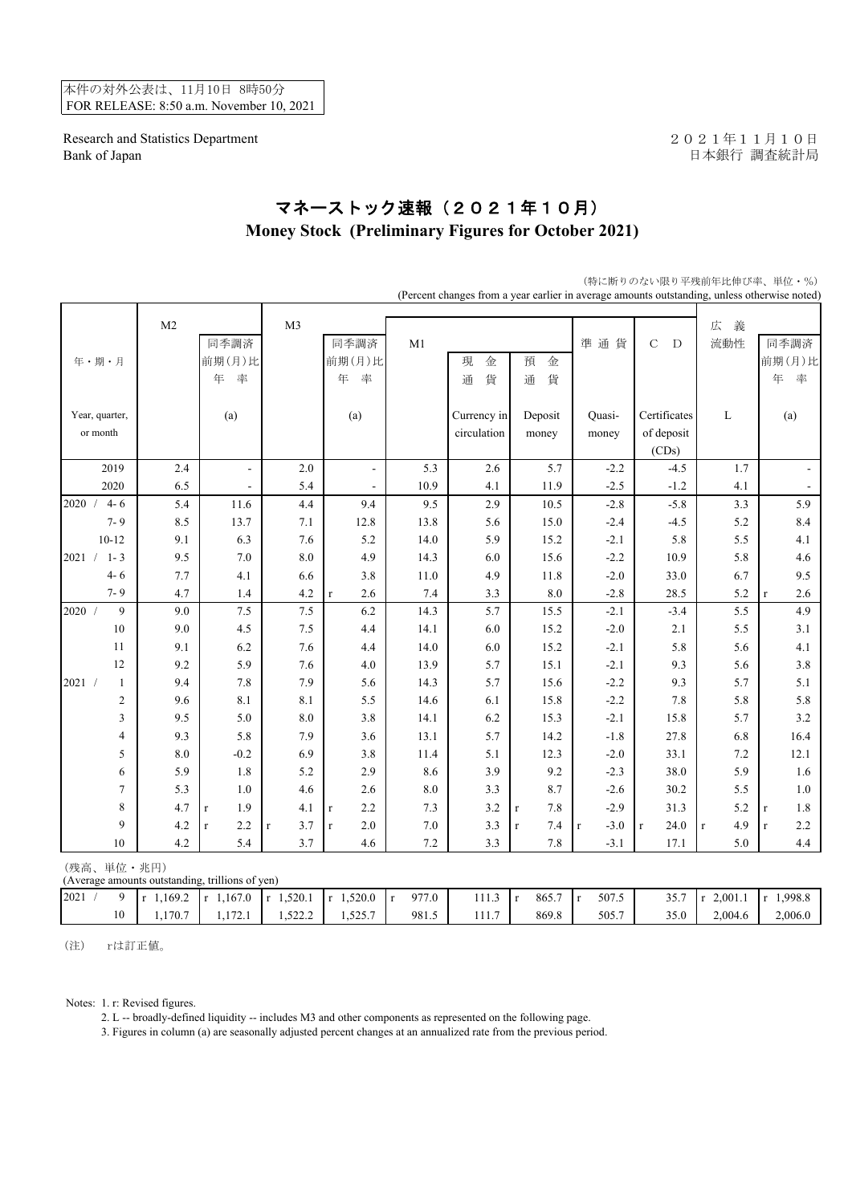本件の対外公表は、11月10日 8時50分
FOR RELEASE: 8:50 a.m. November 10, 2021

Research and Statistics Department
Bank of Japan

２０２１年１１月１０日
日本銀行 調査統計局

# マネーストック速報（２０２１年１０月）
# Money Stock (Preliminary Figures for October 2021)

（特に断りのない限り平残前年比伸び率、単位・％）
(Percent changes from a year earlier in average amounts outstanding, unless otherwise noted)

| 年・期・月 Year, quarter, or month | M2 | 同季調済前期(月)比年率 (a) | M3 | 同季調済前期(月)比年率 (a) | M1 | 現金通貨 Currency in circulation | 預金通貨 Deposit money | 準通貨 Quasi-money | CD Certificates of deposit (CDs) | 広義流動性 L | 同季調済前期(月)比年率 (a) |
|---|---|---|---|---|---|---|---|---|---|---|---|
| 2019 | 2.4 | - | 2.0 | - | 5.3 | 2.6 | 5.7 | -2.2 | -4.5 | 1.7 | - |
| 2020 | 6.5 | - | 5.4 | - | 10.9 | 4.1 | 11.9 | -2.5 | -1.2 | 4.1 | - |
| 2020 / 4- 6 | 5.4 | 11.6 | 4.4 | 9.4 | 9.5 | 2.9 | 10.5 | -2.8 | -5.8 | 3.3 | 5.9 |
| 7- 9 | 8.5 | 13.7 | 7.1 | 12.8 | 13.8 | 5.6 | 15.0 | -2.4 | -4.5 | 5.2 | 8.4 |
| 10-12 | 9.1 | 6.3 | 7.6 | 5.2 | 14.0 | 5.9 | 15.2 | -2.1 | 5.8 | 5.5 | 4.1 |
| 2021 / 1- 3 | 9.5 | 7.0 | 8.0 | 4.9 | 14.3 | 6.0 | 15.6 | -2.2 | 10.9 | 5.8 | 4.6 |
| 4- 6 | 7.7 | 4.1 | 6.6 | 3.8 | 11.0 | 4.9 | 11.8 | -2.0 | 33.0 | 6.7 | 9.5 |
| 7- 9 | 4.7 | 1.4 | 4.2 | r 2.6 | 7.4 | 3.3 | 8.0 | -2.8 | 28.5 | 5.2 | r 2.6 |
| 2020 / 9 | 9.0 | 7.5 | 7.5 | 6.2 | 14.3 | 5.7 | 15.5 | -2.1 | -3.4 | 5.5 | 4.9 |
| 10 | 9.0 | 4.5 | 7.5 | 4.4 | 14.1 | 6.0 | 15.2 | -2.0 | 2.1 | 5.5 | 3.1 |
| 11 | 9.1 | 6.2 | 7.6 | 4.4 | 14.0 | 6.0 | 15.2 | -2.1 | 5.8 | 5.6 | 4.1 |
| 12 | 9.2 | 5.9 | 7.6 | 4.0 | 13.9 | 5.7 | 15.1 | -2.1 | 9.3 | 5.6 | 3.8 |
| 2021 / 1 | 9.4 | 7.8 | 7.9 | 5.6 | 14.3 | 5.7 | 15.6 | -2.2 | 9.3 | 5.7 | 5.1 |
| 2 | 9.6 | 8.1 | 8.1 | 5.5 | 14.6 | 6.1 | 15.8 | -2.2 | 7.8 | 5.8 | 5.8 |
| 3 | 9.5 | 5.0 | 8.0 | 3.8 | 14.1 | 6.2 | 15.3 | -2.1 | 15.8 | 5.7 | 3.2 |
| 4 | 9.3 | 5.8 | 7.9 | 3.6 | 13.1 | 5.7 | 14.2 | -1.8 | 27.8 | 6.8 | 16.4 |
| 5 | 8.0 | -0.2 | 6.9 | 3.8 | 11.4 | 5.1 | 12.3 | -2.0 | 33.1 | 7.2 | 12.1 |
| 6 | 5.9 | 1.8 | 5.2 | 2.9 | 8.6 | 3.9 | 9.2 | -2.3 | 38.0 | 5.9 | 1.6 |
| 7 | 5.3 | 1.0 | 4.6 | 2.6 | 8.0 | 3.3 | 8.7 | -2.6 | 30.2 | 5.5 | 1.0 |
| 8 | 4.7 | r 1.9 | 4.1 | r 2.2 | 7.3 | 3.2 | r 7.8 | -2.9 | 31.3 | 5.2 | r 1.8 |
| 9 | 4.2 | r 2.2 | r 3.7 | r 2.0 | 7.0 | 3.3 | r 7.4 | r -3.0 | r 24.0 | r 4.9 | r 2.2 |
| 10 | 4.2 | 5.4 | 3.7 | 4.6 | 7.2 | 3.3 | 7.8 | -3.1 | 17.1 | 5.0 | 4.4 |

（残高、単位・兆円）
(Average amounts outstanding, trillions of yen)

| | M2 | (a) | M3 | (a) | M1 | 現金通貨 | 預金通貨 | 準通貨 | CD | L | (a) |
|---|---|---|---|---|---|---|---|---|---|---|---|
| 2021 / 9 | r 1,169.2 | r 1,167.0 | r 1,520.1 | r 1,520.0 | r 977.0 | 111.3 | r 865.7 | r 507.5 | 35.7 | r 2,001.1 | r 1,998.8 |
| 10 | 1,170.7 | 1,172.1 | 1,522.2 | 1,525.7 | 981.5 | 111.7 | 869.8 | 505.7 | 35.0 | 2,004.6 | 2,006.0 |

（注）　rは訂正値。

Notes: 1. r: Revised figures.
2. L -- broadly-defined liquidity -- includes M3 and other components as represented on the following page.
3. Figures in column (a) are seasonally adjusted percent changes at an annualized rate from the previous period.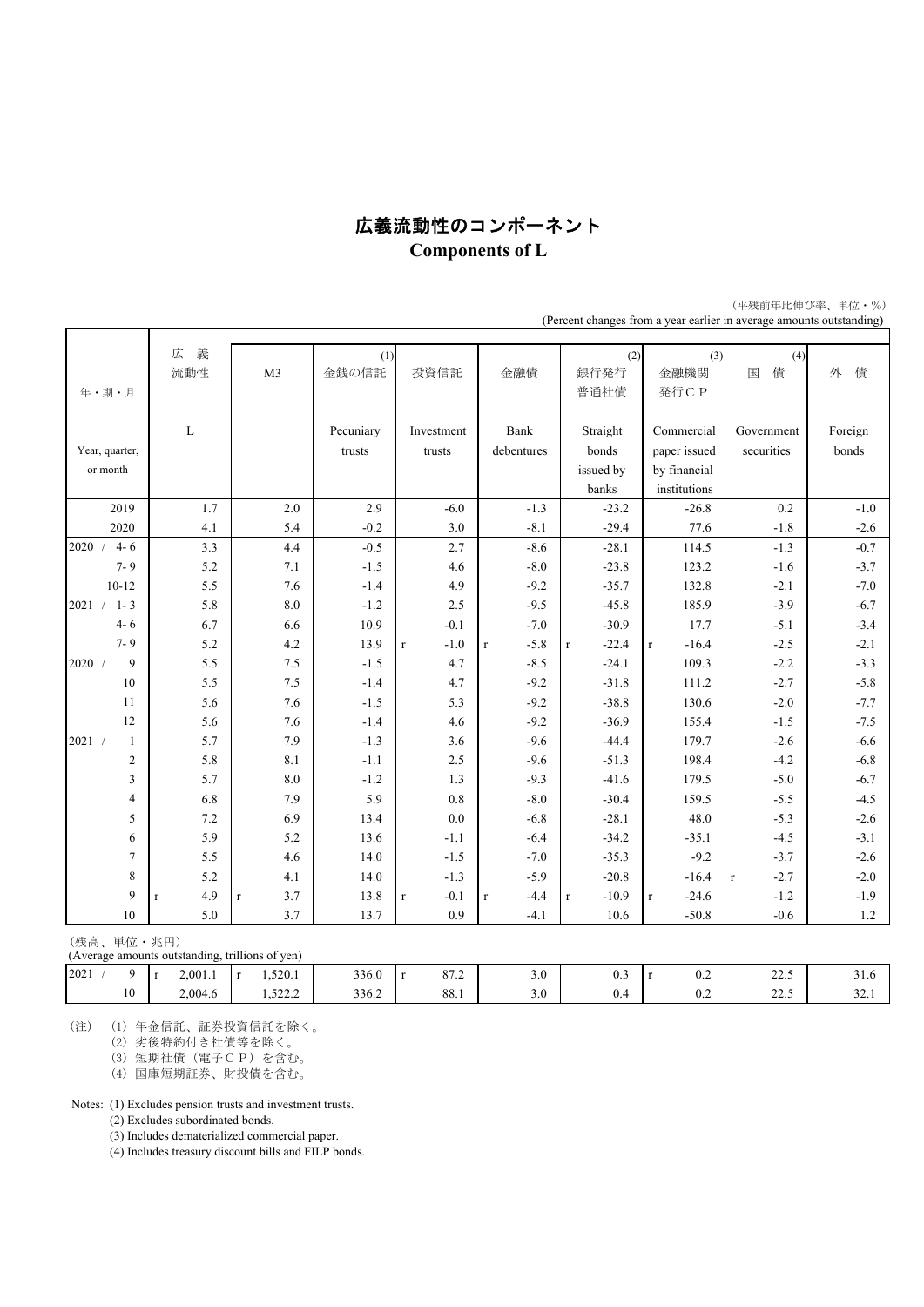# 広義流動性のコンポーネント
## Components of L

（平残前年比伸び率、単位・％）
(Percent changes from a year earlier in average amounts outstanding)

| 年・期・月 Year, quarter, or month | 広義流動性 L | M3 | (1) 金銭の信託 Pecuniary trusts | 投資信託 Investment trusts | 金融債 Bank debentures | (2) 銀行発行普通社債 Straight bonds issued by banks | (3) 金融機関発行ＣＰ Commercial paper issued by financial institutions | (4) 国債 Government securities | 外債 Foreign bonds |
|---|---|---|---|---|---|---|---|---|---|
| 2019 | 1.7 | 2.0 | 2.9 | -6.0 | -1.3 | -23.2 | -26.8 | 0.2 | -1.0 |
| 2020 | 4.1 | 5.4 | -0.2 | 3.0 | -8.1 | -29.4 | 77.6 | -1.8 | -2.6 |
| 2020 / 4- 6 | 3.3 | 4.4 | -0.5 | 2.7 | -8.6 | -28.1 | 114.5 | -1.3 | -0.7 |
| 7- 9 | 5.2 | 7.1 | -1.5 | 4.6 | -8.0 | -23.8 | 123.2 | -1.6 | -3.7 |
| 10-12 | 5.5 | 7.6 | -1.4 | 4.9 | -9.2 | -35.7 | 132.8 | -2.1 | -7.0 |
| 2021 / 1- 3 | 5.8 | 8.0 | -1.2 | 2.5 | -9.5 | -45.8 | 185.9 | -3.9 | -6.7 |
| 4- 6 | 6.7 | 6.6 | 10.9 | -0.1 | -7.0 | -30.9 | 17.7 | -5.1 | -3.4 |
| 7- 9 | 5.2 | 4.2 | 13.9 | r -1.0 | r -5.8 | r -22.4 | r -16.4 | -2.5 | -2.1 |
| 2020 / 9 | 5.5 | 7.5 | -1.5 | 4.7 | -8.5 | -24.1 | 109.3 | -2.2 | -3.3 |
| 10 | 5.5 | 7.5 | -1.4 | 4.7 | -9.2 | -31.8 | 111.2 | -2.7 | -5.8 |
| 11 | 5.6 | 7.6 | -1.5 | 5.3 | -9.2 | -38.8 | 130.6 | -2.0 | -7.7 |
| 12 | 5.6 | 7.6 | -1.4 | 4.6 | -9.2 | -36.9 | 155.4 | -1.5 | -7.5 |
| 2021 / 1 | 5.7 | 7.9 | -1.3 | 3.6 | -9.6 | -44.4 | 179.7 | -2.6 | -6.6 |
| 2 | 5.8 | 8.1 | -1.1 | 2.5 | -9.6 | -51.3 | 198.4 | -4.2 | -6.8 |
| 3 | 5.7 | 8.0 | -1.2 | 1.3 | -9.3 | -41.6 | 179.5 | -5.0 | -6.7 |
| 4 | 6.8 | 7.9 | 5.9 | 0.8 | -8.0 | -30.4 | 159.5 | -5.5 | -4.5 |
| 5 | 7.2 | 6.9 | 13.4 | 0.0 | -6.8 | -28.1 | 48.0 | -5.3 | -2.6 |
| 6 | 5.9 | 5.2 | 13.6 | -1.1 | -6.4 | -34.2 | -35.1 | -4.5 | -3.1 |
| 7 | 5.5 | 4.6 | 14.0 | -1.5 | -7.0 | -35.3 | -9.2 | -3.7 | -2.6 |
| 8 | 5.2 | 4.1 | 14.0 | -1.3 | -5.9 | -20.8 | -16.4 | r -2.7 | -2.0 |
| 9 | r 4.9 | r 3.7 | 13.8 | r -0.1 | r -4.4 | r -10.9 | r -24.6 | -1.2 | -1.9 |
| 10 | 5.0 | 3.7 | 13.7 | 0.9 | -4.1 | 10.6 | -50.8 | -0.6 | 1.2 |

（残高、単位・兆円）
(Average amounts outstanding, trillions of yen)

| | | | | | | | | | |
|---|---|---|---|---|---|---|---|---|---|
| 2021 / 9 | r 2,001.1 | r 1,520.1 | 336.0 | r 87.2 | 3.0 | 0.3 | r 0.2 | 22.5 | 31.6 |
| 10 | 2,004.6 | 1,522.2 | 336.2 | 88.1 | 3.0 | 0.4 | 0.2 | 22.5 | 32.1 |

（注） (1) 年金信託、証券投資信託を除く。
(2) 劣後特約付き社債等を除く。
(3) 短期社債（電子ＣＰ）を含む。
(4) 国庫短期証券、財投債を含む。

Notes: (1) Excludes pension trusts and investment trusts.
(2) Excludes subordinated bonds.
(3) Includes dematerialized commercial paper.
(4) Includes treasury discount bills and FILP bonds.